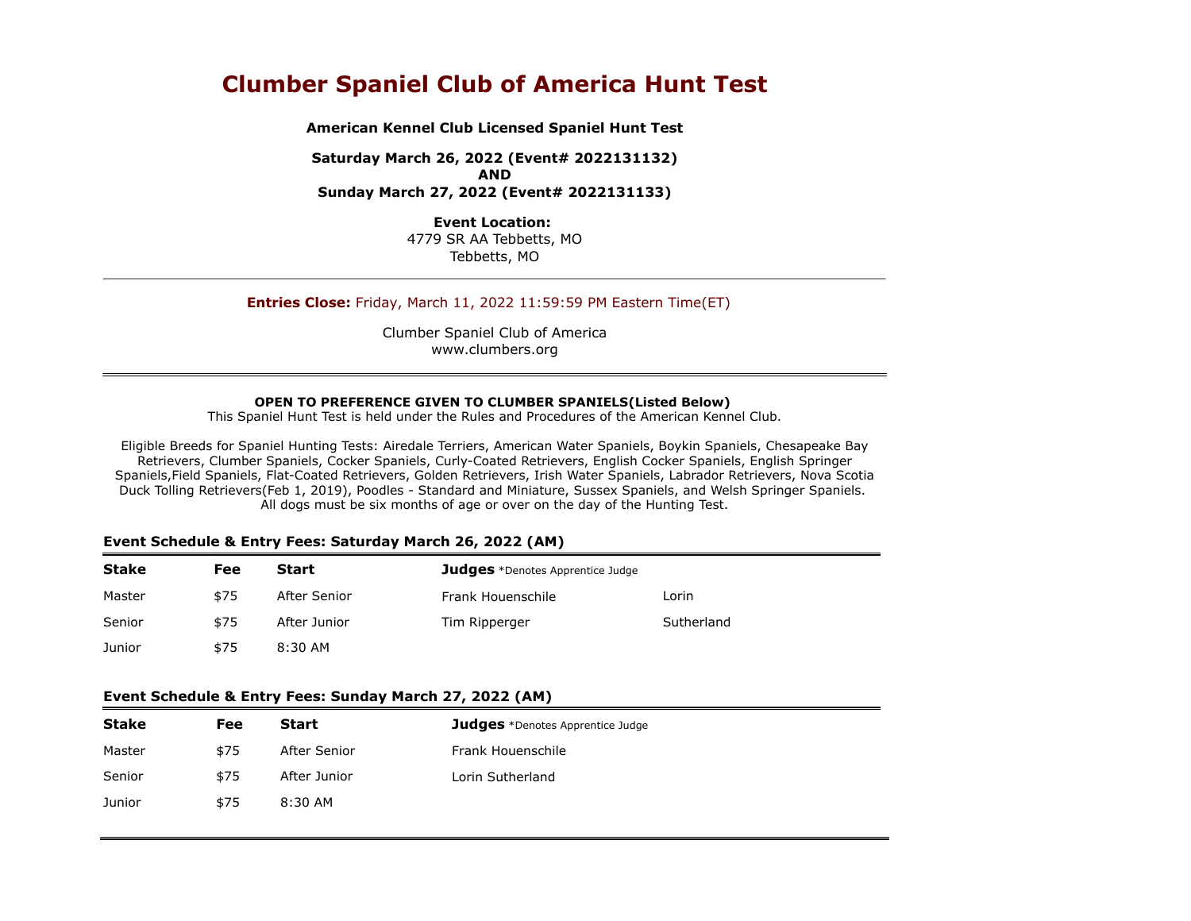# Clumber Spaniel Club of America Hunt Test

**American Kennel Club Licensed Spaniel Hunt Test**

**Saturday March 26, 2022 (Event# 2022131132)**
**AND**
**Sunday March 27, 2022 (Event# 2022131133)**

**Event Location:**
4779 SR AA Tebbetts, MO
Tebbetts, MO

---

**Entries Close:** Friday, March 11, 2022 11:59:59 PM Eastern Time(ET)

Clumber Spaniel Club of America
www.clumbers.org

---

**OPEN TO PREFERENCE GIVEN TO CLUMBER SPANIELS(Listed Below)**
This Spaniel Hunt Test is held under the Rules and Procedures of the American Kennel Club.

Eligible Breeds for Spaniel Hunting Tests: Airedale Terriers, American Water Spaniels, Boykin Spaniels, Chesapeake Bay Retrievers, Clumber Spaniels, Cocker Spaniels, Curly-Coated Retrievers, English Cocker Spaniels, English Springer Spaniels,Field Spaniels, Flat-Coated Retrievers, Golden Retrievers, Irish Water Spaniels, Labrador Retrievers, Nova Scotia Duck Tolling Retrievers(Feb 1, 2019), Poodles - Standard and Miniature, Sussex Spaniels, and Welsh Springer Spaniels. All dogs must be six months of age or over on the day of the Hunting Test.

### Event Schedule & Entry Fees: Saturday March 26, 2022 (AM)

| Stake | Fee | Start | Judges *Denotes Apprentice Judge | |
|---|---|---|---|---|
| Master | $75 | After Senior | Frank Houenschile | Lorin |
| Senior | $75 | After Junior | Tim Ripperger | Sutherland |
| Junior | $75 | 8:30 AM | | |

### Event Schedule & Entry Fees: Sunday March 27, 2022 (AM)

| Stake | Fee | Start | Judges *Denotes Apprentice Judge |
|---|---|---|---|
| Master | $75 | After Senior | Frank Houenschile |
| Senior | $75 | After Junior | Lorin Sutherland |
| Junior | $75 | 8:30 AM | |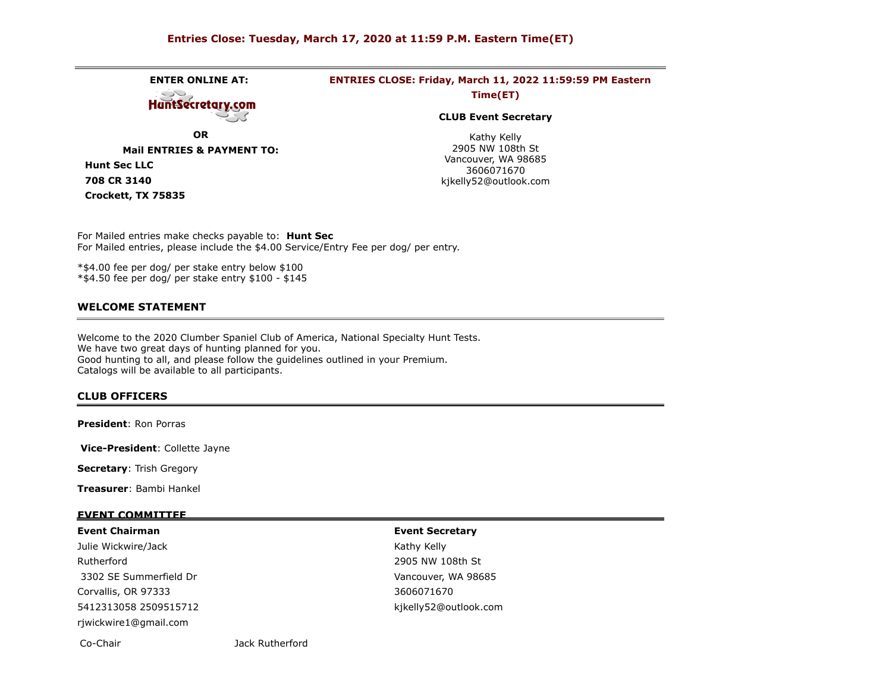**Entries Close: Tuesday, March 17, 2020 at 11:59 P.M. Eastern Time(ET)**

---

**ENTER ONLINE AT:**

HuntSecretary.com

**OR**

**Mail ENTRIES & PAYMENT TO:**

**Hunt Sec LLC**
**708 CR 3140**
**Crockett, TX 75835**

**ENTRIES CLOSE: Friday, March 11, 2022 11:59:59 PM Eastern Time(ET)**

**CLUB Event Secretary**

Kathy Kelly
2905 NW 108th St
Vancouver, WA 98685
3606071670
kjkelly52@outlook.com

For Mailed entries make checks payable to: **Hunt Sec**
For Mailed entries, please include the $4.00 Service/Entry Fee per dog/ per entry.

*$4.00 fee per dog/ per stake entry below $100
*$4.50 fee per dog/ per stake entry $100 - $145

## WELCOME STATEMENT

Welcome to the 2020 Clumber Spaniel Club of America, National Specialty Hunt Tests.
We have two great days of hunting planned for you.
Good hunting to all, and please follow the guidelines outlined in your Premium.
Catalogs will be available to all participants.

## CLUB OFFICERS

**President**: Ron Porras

**Vice-President**: Collette Jayne

**Secretary**: Trish Gregory

**Treasurer**: Bambi Hankel

## EVENT COMMITTEE

**Event Chairman**
Julie Wickwire/Jack Rutherford
3302 SE Summerfield Dr
Corvallis, OR 97333
5412313058 2509515712
rjwickwire1@gmail.com

**Event Secretary**
Kathy Kelly
2905 NW 108th St
Vancouver, WA 98685
3606071670
kjkelly52@outlook.com

Co-Chair Jack Rutherford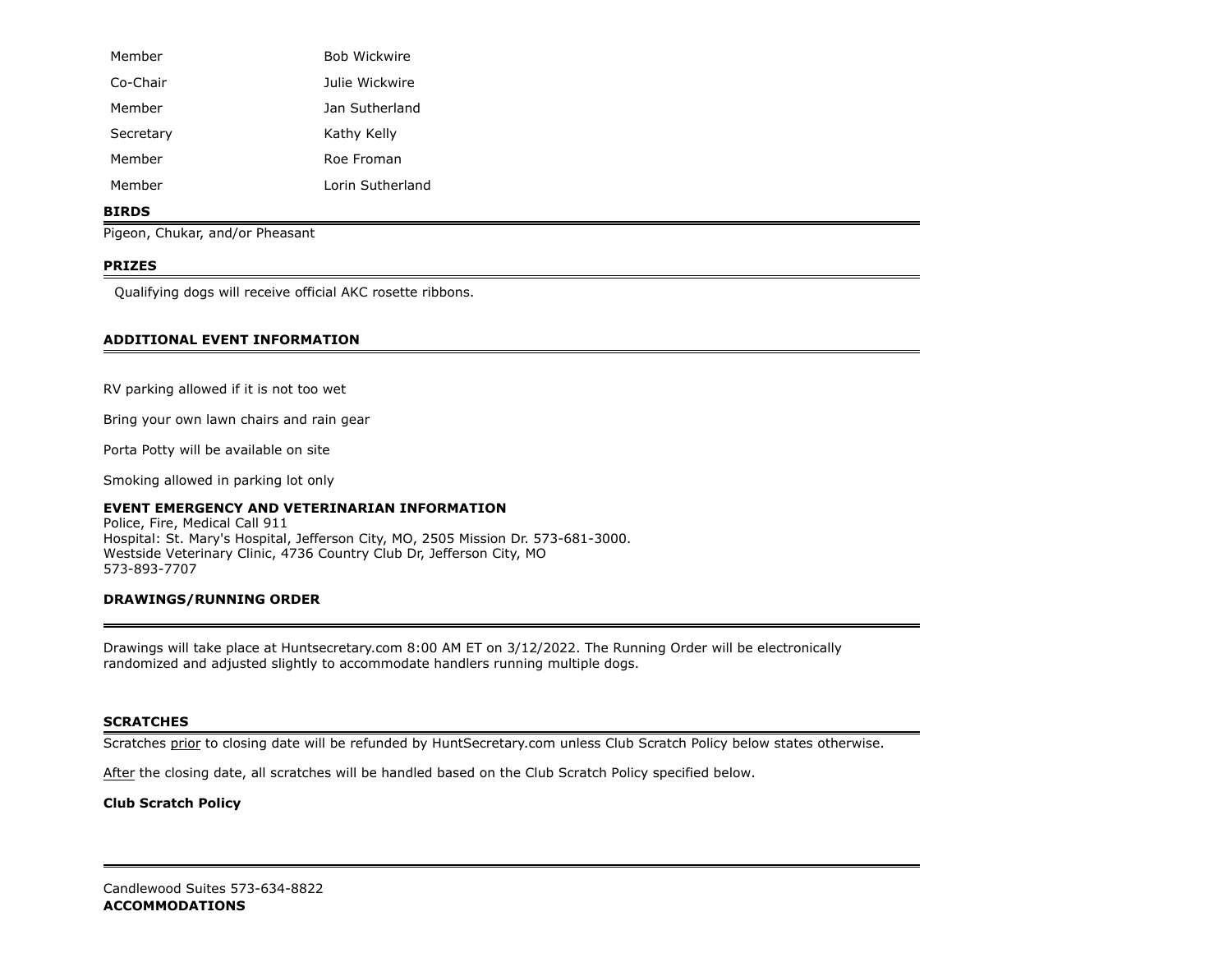| | |
|---|---|
| Member | Bob Wickwire |
| Co-Chair | Julie Wickwire |
| Member | Jan Sutherland |
| Secretary | Kathy Kelly |
| Member | Roe Froman |
| Member | Lorin Sutherland |

**BIRDS**

Pigeon, Chukar, and/or Pheasant

**PRIZES**

Qualifying dogs will receive official AKC rosette ribbons.

**ADDITIONAL EVENT INFORMATION**

RV parking allowed if it is not too wet

Bring your own lawn chairs and rain gear

Porta Potty will be available on site

Smoking allowed in parking lot only

**EVENT EMERGENCY AND VETERINARIAN INFORMATION**

Police, Fire, Medical Call 911
Hospital: St. Mary's Hospital, Jefferson City, MO, 2505 Mission Dr. 573-681-3000.
Westside Veterinary Clinic, 4736 Country Club Dr, Jefferson City, MO
573-893-7707

**DRAWINGS/RUNNING ORDER**

Drawings will take place at Huntsecretary.com 8:00 AM ET on 3/12/2022. The Running Order will be electronically randomized and adjusted slightly to accommodate handlers running multiple dogs.

**SCRATCHES**

Scratches prior to closing date will be refunded by HuntSecretary.com unless Club Scratch Policy below states otherwise.

After the closing date, all scratches will be handled based on the Club Scratch Policy specified below.

**Club Scratch Policy**

Candlewood Suites 573-634-8822

**ACCOMMODATIONS**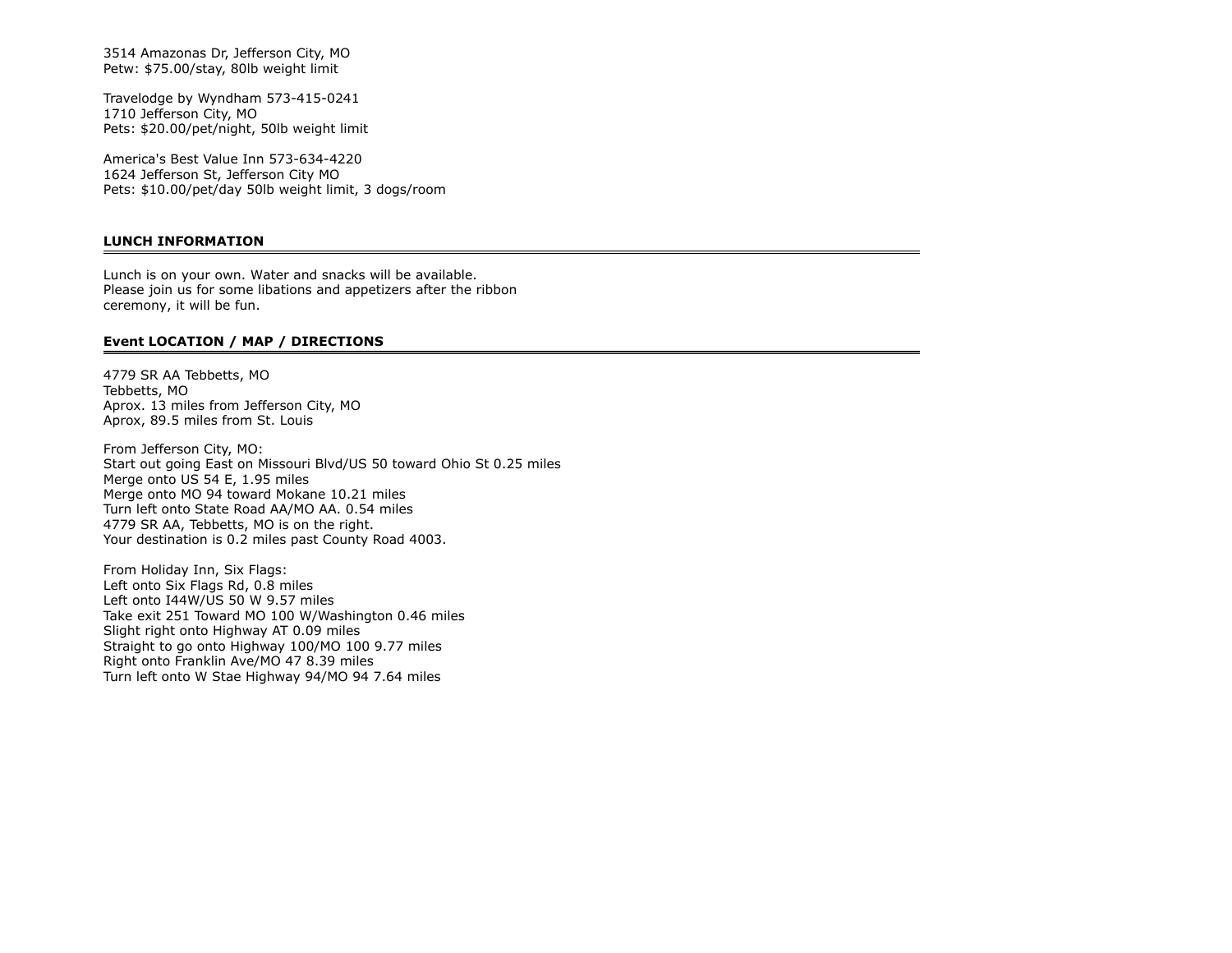3514 Amazonas Dr, Jefferson City, MO
Petw: $75.00/stay, 80lb weight limit

Travelodge by Wyndham 573-415-0241
1710 Jefferson City, MO
Pets: $20.00/pet/night, 50lb weight limit

America's Best Value Inn 573-634-4220
1624 Jefferson St, Jefferson City MO
Pets: $10.00/pet/day 50lb weight limit, 3 dogs/room

## LUNCH INFORMATION

Lunch is on your own. Water and snacks will be available.
Please join us for some libations and appetizers after the ribbon ceremony, it will be fun.

## Event LOCATION / MAP / DIRECTIONS

4779 SR AA Tebbetts, MO
Tebbetts, MO
Aprox. 13 miles from Jefferson City, MO
Aprox, 89.5 miles from St. Louis

From Jefferson City, MO:
Start out going East on Missouri Blvd/US 50 toward Ohio St 0.25 miles
Merge onto US 54 E, 1.95 miles
Merge onto MO 94 toward Mokane 10.21 miles
Turn left onto State Road AA/MO AA. 0.54 miles
4779 SR AA, Tebbetts, MO is on the right.
Your destination is 0.2 miles past County Road 4003.

From Holiday Inn, Six Flags:
Left onto Six Flags Rd, 0.8 miles
Left onto I44W/US 50 W 9.57 miles
Take exit 251 Toward MO 100 W/Washington 0.46 miles
Slight right onto Highway AT 0.09 miles
Straight to go onto Highway 100/MO 100 9.77 miles
Right onto Franklin Ave/MO 47 8.39 miles
Turn left onto W Stae Highway 94/MO 94 7.64 miles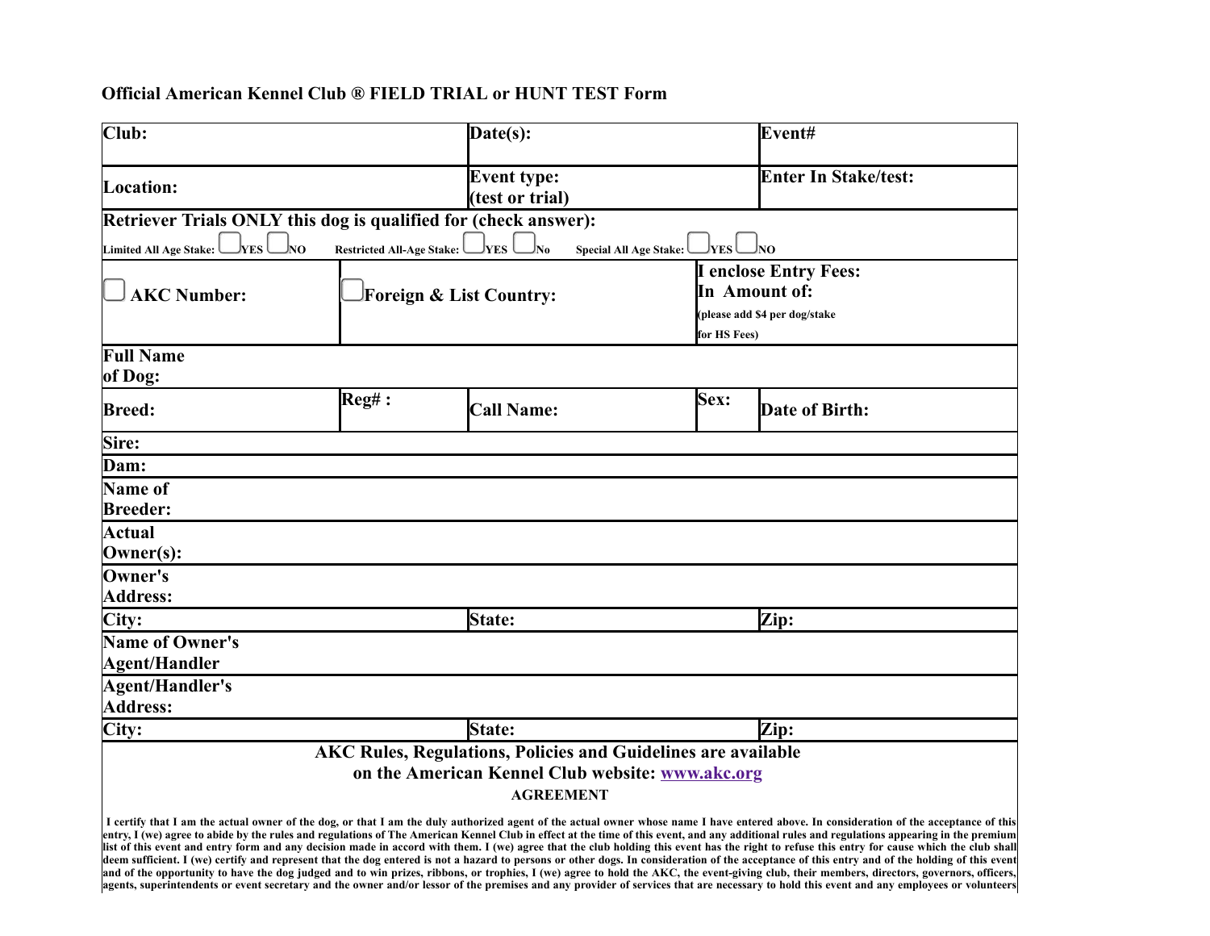**Official American Kennel Club ® FIELD TRIAL or HUNT TEST Form**

| **Club:** | **Date(s):** | **Event#** |
|---|---|---|
| **Location:** | **Event type: (test or trial)** | **Enter In Stake/test:** |

**Retriever Trials ONLY this dog is qualified for (check answer):**

Limited All Age Stake: ☐ YES ☐ NO  Restricted All-Age Stake: ☐ YES ☐ No  Special All Age Stake: ☐ YES ☐ NO

| ☐ **AKC Number:** | ☐ **Foreign & List Country:** | **I enclose Entry Fees: In Amount of:** (please add $4 per dog/stake for HS Fees) |
|---|---|---|

**Full Name of Dog:**

| **Breed:** | **Reg# :** | **Call Name:** | **Sex:** | **Date of Birth:** |
|---|---|---|---|---|

**Sire:**

**Dam:**

**Name of Breeder:**

**Actual Owner(s):**

**Owner's Address:**

| **City:** | **State:** | **Zip:** |
|---|---|---|

**Name of Owner's Agent/Handler**

**Agent/Handler's Address:**

| **City:** | **State:** | **Zip:** |
|---|---|---|

**AKC Rules, Regulations, Policies and Guidelines are available on the American Kennel Club website: www.akc.org**

**AGREEMENT**

**I certify that I am the actual owner of the dog, or that I am the duly authorized agent of the actual owner whose name I have entered above. In consideration of the acceptance of this entry, I (we) agree to abide by the rules and regulations of The American Kennel Club in effect at the time of this event, and any additional rules and regulations appearing in the premium list of this event and entry form and any decision made in accord with them. I (we) agree that the club holding this event has the right to refuse this entry for cause which the club shall deem sufficient. I (we) certify and represent that the dog entered is not a hazard to persons or other dogs. In consideration of the acceptance of this entry and of the holding of this event and of the opportunity to have the dog judged and to win prizes, ribbons, or trophies, I (we) agree to hold the AKC, the event-giving club, their members, directors, governors, officers, agents, superintendents or event secretary and the owner and/or lessor of the premises and any provider of services that are necessary to hold this event and any employees or volunteers**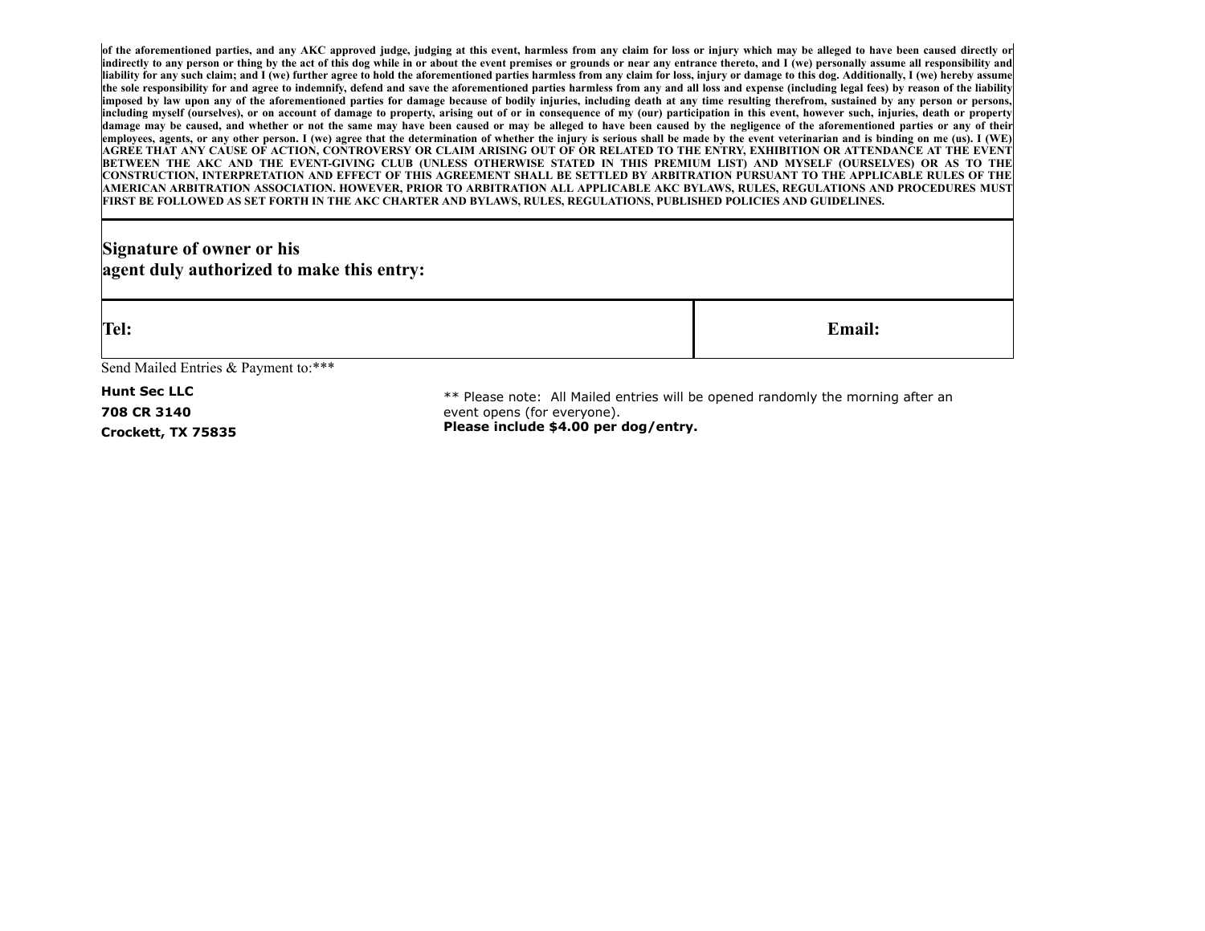**of the aforementioned parties, and any AKC approved judge, judging at this event, harmless from any claim for loss or injury which may be alleged to have been caused directly or indirectly to any person or thing by the act of this dog while in or about the event premises or grounds or near any entrance thereto, and I (we) personally assume all responsibility and liability for any such claim; and I (we) further agree to hold the aforementioned parties harmless from any claim for loss, injury or damage to this dog. Additionally, I (we) hereby assume the sole responsibility for and agree to indemnify, defend and save the aforementioned parties harmless from any and all loss and expense (including legal fees) by reason of the liability imposed by law upon any of the aforementioned parties for damage because of bodily injuries, including death at any time resulting therefrom, sustained by any person or persons, including myself (ourselves), or on account of damage to property, arising out of or in consequence of my (our) participation in this event, however such, injuries, death or property damage may be caused, and whether or not the same may have been caused or may be alleged to have been caused by the negligence of the aforementioned parties or any of their employees, agents, or any other person. I (we) agree that the determination of whether the injury is serious shall be made by the event veterinarian and is binding on me (us). I (WE) AGREE THAT ANY CAUSE OF ACTION, CONTROVERSY OR CLAIM ARISING OUT OF OR RELATED TO THE ENTRY, EXHIBITION OR ATTENDANCE AT THE EVENT BETWEEN THE AKC AND THE EVENT-GIVING CLUB (UNLESS OTHERWISE STATED IN THIS PREMIUM LIST) AND MYSELF (OURSELVES) OR AS TO THE CONSTRUCTION, INTERPRETATION AND EFFECT OF THIS AGREEMENT SHALL BE SETTLED BY ARBITRATION PURSUANT TO THE APPLICABLE RULES OF THE AMERICAN ARBITRATION ASSOCIATION. HOWEVER, PRIOR TO ARBITRATION ALL APPLICABLE AKC BYLAWS, RULES, REGULATIONS AND PROCEDURES MUST FIRST BE FOLLOWED AS SET FORTH IN THE AKC CHARTER AND BYLAWS, RULES, REGULATIONS, PUBLISHED POLICIES AND GUIDELINES.**

**Signature of owner or his agent duly authorized to make this entry:**

| | |
|---|---|
| **Tel:** | **Email:** |

Send Mailed Entries & Payment to:***

**Hunt Sec LLC**
**708 CR 3140**
**Crockett, TX 75835**

** Please note: All Mailed entries will be opened randomly the morning after an event opens (for everyone).
**Please include $4.00 per dog/entry.**